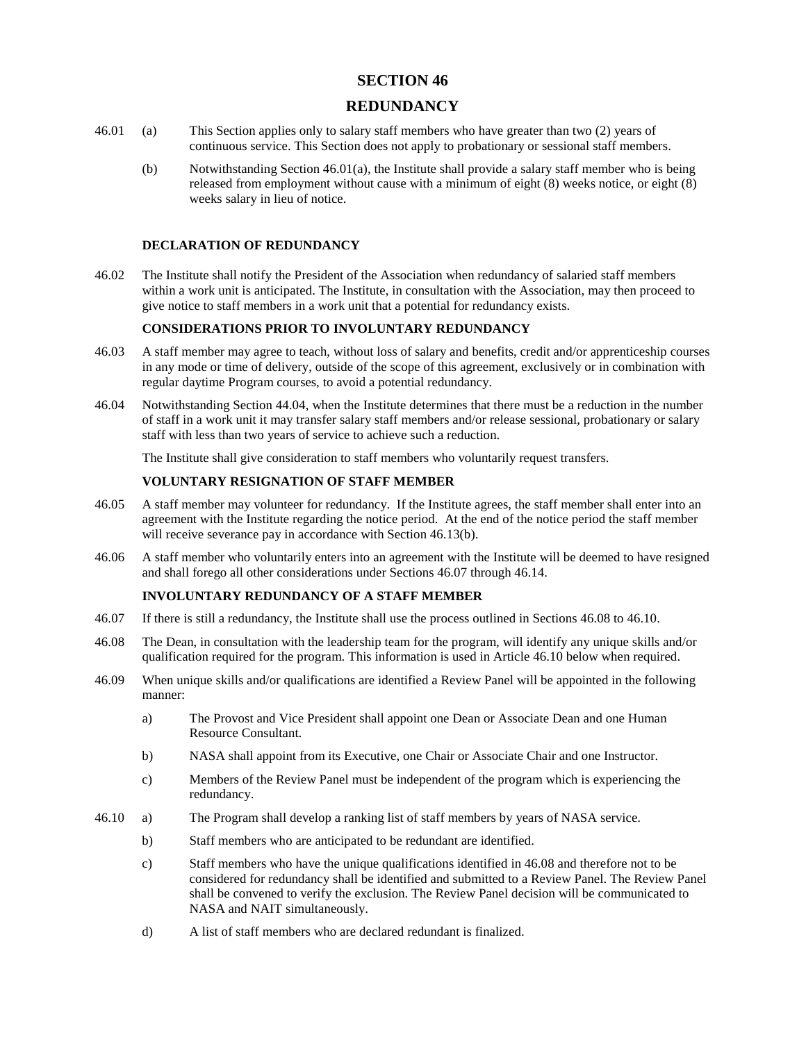# SECTION 46

# REDUNDANCY

46.01 (a) This Section applies only to salary staff members who have greater than two (2) years of continuous service. This Section does not apply to probationary or sessional staff members.

(b) Notwithstanding Section 46.01(a), the Institute shall provide a salary staff member who is being released from employment without cause with a minimum of eight (8) weeks notice, or eight (8) weeks salary in lieu of notice.

### DECLARATION OF REDUNDANCY

46.02 The Institute shall notify the President of the Association when redundancy of salaried staff members within a work unit is anticipated. The Institute, in consultation with the Association, may then proceed to give notice to staff members in a work unit that a potential for redundancy exists.

### CONSIDERATIONS PRIOR TO INVOLUNTARY REDUNDANCY

46.03 A staff member may agree to teach, without loss of salary and benefits, credit and/or apprenticeship courses in any mode or time of delivery, outside of the scope of this agreement, exclusively or in combination with regular daytime Program courses, to avoid a potential redundancy.

46.04 Notwithstanding Section 44.04, when the Institute determines that there must be a reduction in the number of staff in a work unit it may transfer salary staff members and/or release sessional, probationary or salary staff with less than two years of service to achieve such a reduction.

The Institute shall give consideration to staff members who voluntarily request transfers.

### VOLUNTARY RESIGNATION OF STAFF MEMBER

46.05 A staff member may volunteer for redundancy. If the Institute agrees, the staff member shall enter into an agreement with the Institute regarding the notice period. At the end of the notice period the staff member will receive severance pay in accordance with Section 46.13(b).

46.06 A staff member who voluntarily enters into an agreement with the Institute will be deemed to have resigned and shall forego all other considerations under Sections 46.07 through 46.14.

### INVOLUNTARY REDUNDANCY OF A STAFF MEMBER

46.07 If there is still a redundancy, the Institute shall use the process outlined in Sections 46.08 to 46.10.

46.08 The Dean, in consultation with the leadership team for the program, will identify any unique skills and/or qualification required for the program. This information is used in Article 46.10 below when required.

46.09 When unique skills and/or qualifications are identified a Review Panel will be appointed in the following manner:

a) The Provost and Vice President shall appoint one Dean or Associate Dean and one Human Resource Consultant.

b) NASA shall appoint from its Executive, one Chair or Associate Chair and one Instructor.

c) Members of the Review Panel must be independent of the program which is experiencing the redundancy.

46.10 a) The Program shall develop a ranking list of staff members by years of NASA service.

b) Staff members who are anticipated to be redundant are identified.

c) Staff members who have the unique qualifications identified in 46.08 and therefore not to be considered for redundancy shall be identified and submitted to a Review Panel. The Review Panel shall be convened to verify the exclusion. The Review Panel decision will be communicated to NASA and NAIT simultaneously.

d) A list of staff members who are declared redundant is finalized.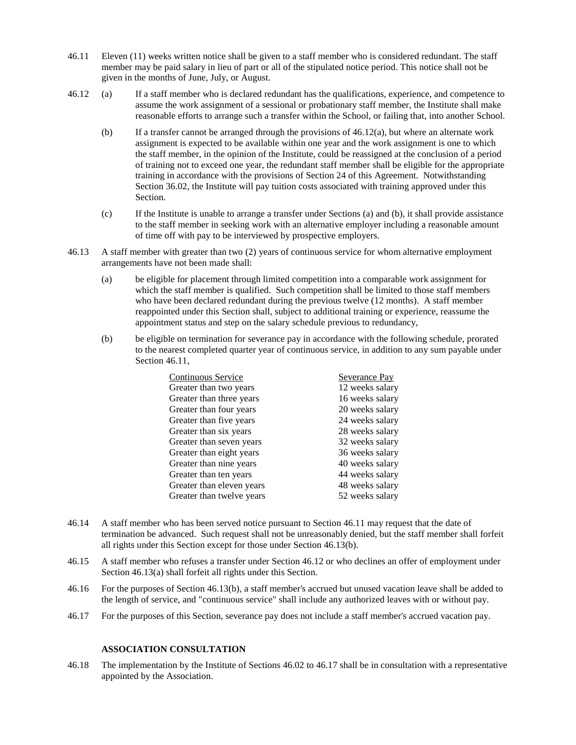46.11 Eleven (11) weeks written notice shall be given to a staff member who is considered redundant. The staff member may be paid salary in lieu of part or all of the stipulated notice period. This notice shall not be given in the months of June, July, or August.

46.12 (a) If a staff member who is declared redundant has the qualifications, experience, and competence to assume the work assignment of a sessional or probationary staff member, the Institute shall make reasonable efforts to arrange such a transfer within the School, or failing that, into another School.

(b) If a transfer cannot be arranged through the provisions of 46.12(a), but where an alternate work assignment is expected to be available within one year and the work assignment is one to which the staff member, in the opinion of the Institute, could be reassigned at the conclusion of a period of training not to exceed one year, the redundant staff member shall be eligible for the appropriate training in accordance with the provisions of Section 24 of this Agreement. Notwithstanding Section 36.02, the Institute will pay tuition costs associated with training approved under this Section.

(c) If the Institute is unable to arrange a transfer under Sections (a) and (b), it shall provide assistance to the staff member in seeking work with an alternative employer including a reasonable amount of time off with pay to be interviewed by prospective employers.

46.13 A staff member with greater than two (2) years of continuous service for whom alternative employment arrangements have not been made shall:

(a) be eligible for placement through limited competition into a comparable work assignment for which the staff member is qualified. Such competition shall be limited to those staff members who have been declared redundant during the previous twelve (12 months). A staff member reappointed under this Section shall, subject to additional training or experience, reassume the appointment status and step on the salary schedule previous to redundancy,

(b) be eligible on termination for severance pay in accordance with the following schedule, prorated to the nearest completed quarter year of continuous service, in addition to any sum payable under Section 46.11,

| Continuous Service | Severance Pay |
|---|---|
| Greater than two years | 12 weeks salary |
| Greater than three years | 16 weeks salary |
| Greater than four years | 20 weeks salary |
| Greater than five years | 24 weeks salary |
| Greater than six years | 28 weeks salary |
| Greater than seven years | 32 weeks salary |
| Greater than eight years | 36 weeks salary |
| Greater than nine years | 40 weeks salary |
| Greater than ten years | 44 weeks salary |
| Greater than eleven years | 48 weeks salary |
| Greater than twelve years | 52 weeks salary |

46.14 A staff member who has been served notice pursuant to Section 46.11 may request that the date of termination be advanced. Such request shall not be unreasonably denied, but the staff member shall forfeit all rights under this Section except for those under Section 46.13(b).

46.15 A staff member who refuses a transfer under Section 46.12 or who declines an offer of employment under Section 46.13(a) shall forfeit all rights under this Section.

46.16 For the purposes of Section 46.13(b), a staff member's accrued but unused vacation leave shall be added to the length of service, and "continuous service" shall include any authorized leaves with or without pay.

46.17 For the purposes of this Section, severance pay does not include a staff member's accrued vacation pay.

**ASSOCIATION CONSULTATION**

46.18 The implementation by the Institute of Sections 46.02 to 46.17 shall be in consultation with a representative appointed by the Association.